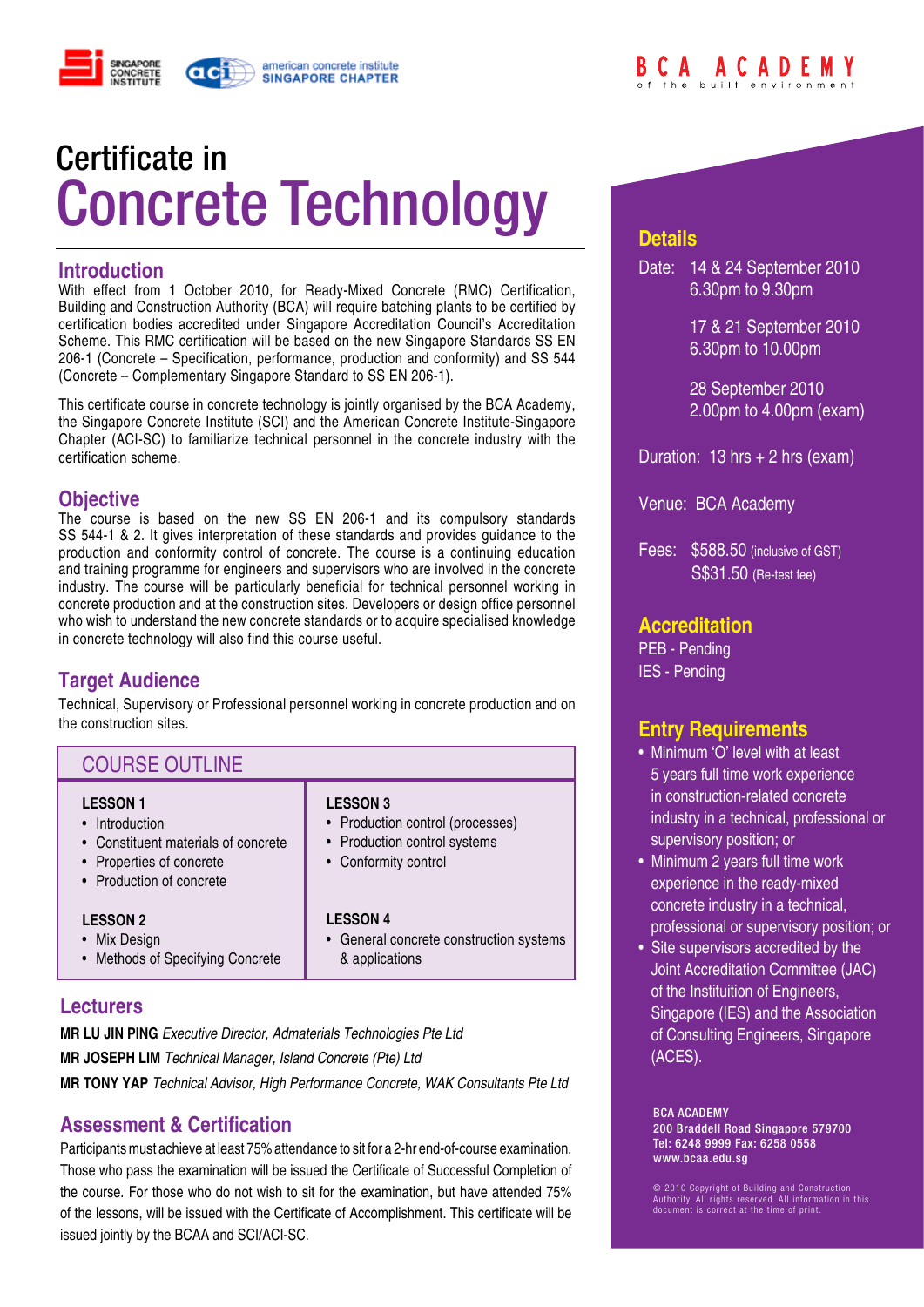SINGAPORE CONCRETE INSTITUTE

american concrete institute SINGAPORE CHAPTER

BCA ACADEMY of the built environment

# Certificate in Concrete Technology

## Introduction

With effect from 1 October 2010, for Ready-Mixed Concrete (RMC) Certification, Building and Construction Authority (BCA) will require batching plants to be certified by certification bodies accredited under Singapore Accreditation Council's Accreditation Scheme. This RMC certification will be based on the new Singapore Standards SS EN 206-1 (Concrete – Specification, performance, production and conformity) and SS 544 (Concrete – Complementary Singapore Standard to SS EN 206-1).

This certificate course in concrete technology is jointly organised by the BCA Academy, the Singapore Concrete Institute (SCI) and the American Concrete Institute-Singapore Chapter (ACI-SC) to familiarize technical personnel in the concrete industry with the certification scheme.

## Objective

The course is based on the new SS EN 206-1 and its compulsory standards SS 544-1 & 2. It gives interpretation of these standards and provides guidance to the production and conformity control of concrete. The course is a continuing education and training programme for engineers and supervisors who are involved in the concrete industry. The course will be particularly beneficial for technical personnel working in concrete production and at the construction sites. Developers or design office personnel who wish to understand the new concrete standards or to acquire specialised knowledge in concrete technology will also find this course useful.

## Target Audience

Technical, Supervisory or Professional personnel working in concrete production and on the construction sites.

## COURSE OUTLINE

**LESSON 1**
- Introduction
- Constituent materials of concrete
- Properties of concrete
- Production of concrete

**LESSON 2**
- Mix Design
- Methods of Specifying Concrete

**LESSON 3**
- Production control (processes)
- Production control systems
- Conformity control

**LESSON 4**
- General concrete construction systems & applications

## Lecturers

**MR LU JIN PING** *Executive Director, Admaterials Technologies Pte Ltd*

**MR JOSEPH LIM** *Technical Manager, Island Concrete (Pte) Ltd*

**MR TONY YAP** *Technical Advisor, High Performance Concrete, WAK Consultants Pte Ltd*

## Assessment & Certification

Participants must achieve at least 75% attendance to sit for a 2-hr end-of-course examination. Those who pass the examination will be issued the Certificate of Successful Completion of the course. For those who do not wish to sit for the examination, but have attended 75% of the lessons, will be issued with the Certificate of Accomplishment. This certificate will be issued jointly by the BCAA and SCI/ACI-SC.

## Details

Date: 14 & 24 September 2010
6.30pm to 9.30pm

17 & 21 September 2010
6.30pm to 10.00pm

28 September 2010
2.00pm to 4.00pm (exam)

Duration: 13 hrs + 2 hrs (exam)

Venue: BCA Academy

Fees: $588.50 (inclusive of GST)
S$31.50 (Re-test fee)

## Accreditation

PEB - Pending
IES - Pending

## Entry Requirements

- Minimum 'O' level with at least 5 years full time work experience in construction-related concrete industry in a technical, professional or supervisory position; or
- Minimum 2 years full time work experience in the ready-mixed concrete industry in a technical, professional or supervisory position; or
- Site supervisors accredited by the Joint Accreditation Committee (JAC) of the Instituition of Engineers, Singapore (IES) and the Association of Consulting Engineers, Singapore (ACES).

**BCA ACADEMY**
**200 Braddell Road Singapore 579700**
**Tel: 6248 9999 Fax: 6258 0558**
**www.bcaa.edu.sg**

© 2010 Copyright of Building and Construction Authority. All rights reserved. All information in this document is correct at the time of print.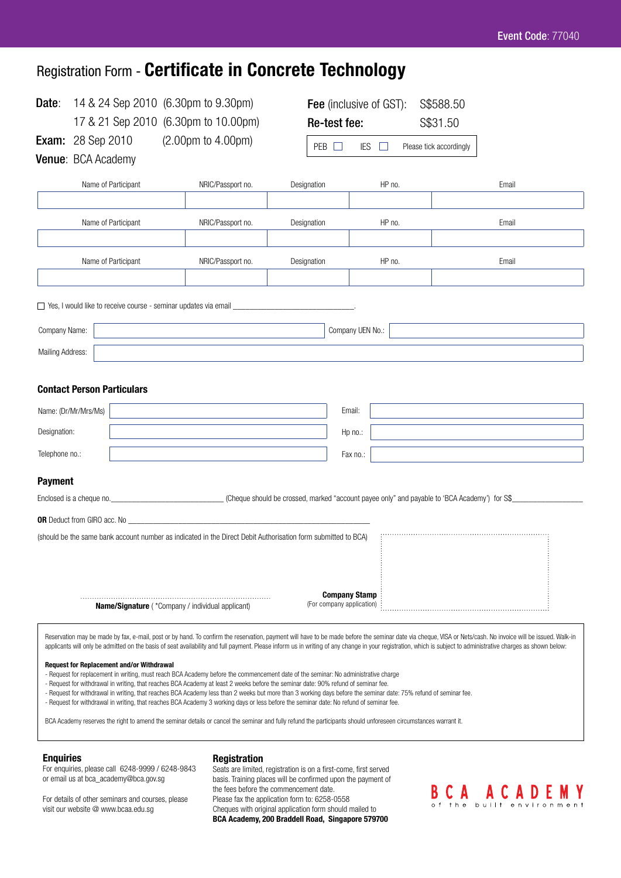**Event Code**: 77040

# Registration Form - **Certificate in Concrete Technology**

**Date**: 14 & 24 Sep 2010 (6.30pm to 9.30pm)
17 & 21 Sep 2010 (6.30pm to 10.00pm)
**Exam:** 28 Sep 2010 (2.00pm to 4.00pm)
**Venue**: BCA Academy

**Fee** (inclusive of GST): S$588.50
**Re-test fee:** S$31.50

PEB ☐ IES ☐ Please tick accordingly

| Name of Participant | NRIC/Passport no. | Designation | HP no. | Email |
|---|---|---|---|---|
| | | | | |

| Name of Participant | NRIC/Passport no. | Designation | HP no. | Email |
|---|---|---|---|---|
| | | | | |

| Name of Participant | NRIC/Passport no. | Designation | HP no. | Email |
|---|---|---|---|---|
| | | | | |

☐ Yes, I would like to receive course - seminar updates via email ______________________________.

Company Name: ____________ Company UEN No.: ____________

Mailing Address: ____________

### Contact Person Particulars

Name: (Dr/Mr/Mrs/Ms) ____________ Email: ____________

Designation: ____________ Hp no.: ____________

Telephone no.: ____________ Fax no.: ____________

### Payment

Enclosed is a cheque no.___________________________ (Cheque should be crossed, marked "account payee only" and payable to 'BCA Academy') for S$_________________

**OR** Deduct from GIRO acc. No _______________________________________________________________

(should be the same bank account number as indicated in the Direct Debit Authorisation form submitted to BCA)

..............................................................................
**Name/Signature** ( *Company / individual applicant)

**Company Stamp**
(For company application)

Reservation may be made by fax, e-mail, post or by hand. To confirm the reservation, payment will have to be made before the seminar date via cheque, VISA or Nets/cash. No invoice will be issued. Walk-in applicants will only be admitted on the basis of seat availability and full payment. Please inform us in writing of any change in your registration, which is subject to administrative charges as shown below:

**Request for Replacement and/or Withdrawal**

- Request for replacement in writing, must reach BCA Academy before the commencement date of the seminar: No administrative charge
- Request for withdrawal in writing, that reaches BCA Academy at least 2 weeks before the seminar date: 90% refund of seminar fee.
- Request for withdrawal in writing, that reaches BCA Academy less than 2 weeks but more than 3 working days before the seminar date: 75% refund of seminar fee.
- Request for withdrawal in writing, that reaches BCA Academy 3 working days or less before the seminar date: No refund of seminar fee.

BCA Academy reserves the right to amend the seminar details or cancel the seminar and fully refund the participants should unforeseen circumstances warrant it.

### Enquiries

For enquiries, please call 6248-9999 / 6248-9843 or email us at bca_academy@bca.gov.sg

For details of other seminars and courses, please visit our website @ www.bcaa.edu.sg

### Registration

Seats are limited, registration is on a first-come, first served basis. Training places will be confirmed upon the payment of the fees before the commencement date.
Please fax the application form to: 6258-0558
Cheques with original application form should mailed to
**BCA Academy, 200 Braddell Road, Singapore 579700**

BCA ACADEMY
of the built environment